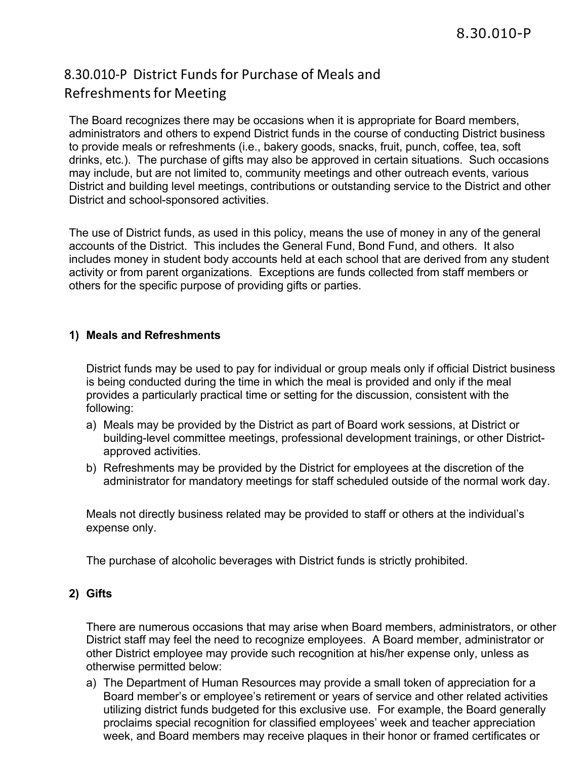# 8.30.010-P District Funds for Purchase of Meals and Refreshments for Meeting

The Board recognizes there may be occasions when it is appropriate for Board members, administrators and others to expend District funds in the course of conducting District business to provide meals or refreshments (i.e., bakery goods, snacks, fruit, punch, coffee, tea, soft drinks, etc.). The purchase of gifts may also be approved in certain situations. Such occasions may include, but are not limited to, community meetings and other outreach events, various District and building level meetings, contributions or outstanding service to the District and other District and school-sponsored activities.

The use of District funds, as used in this policy, means the use of money in any of the general accounts of the District. This includes the General Fund, Bond Fund, and others. It also includes money in student body accounts held at each school that are derived from any student activity or from parent organizations. Exceptions are funds collected from staff members or others for the specific purpose of providing gifts or parties.

## 1) Meals and Refreshments

District funds may be used to pay for individual or group meals only if official District business is being conducted during the time in which the meal is provided and only if the meal provides a particularly practical time or setting for the discussion, consistent with the following:

a) Meals may be provided by the District as part of Board work sessions, at District or building-level committee meetings, professional development trainings, or other District-approved activities.
b) Refreshments may be provided by the District for employees at the discretion of the administrator for mandatory meetings for staff scheduled outside of the normal work day.

Meals not directly business related may be provided to staff or others at the individual's expense only.

The purchase of alcoholic beverages with District funds is strictly prohibited.

## 2) Gifts

There are numerous occasions that may arise when Board members, administrators, or other District staff may feel the need to recognize employees. A Board member, administrator or other District employee may provide such recognition at his/her expense only, unless as otherwise permitted below:

a) The Department of Human Resources may provide a small token of appreciation for a Board member's or employee's retirement or years of service and other related activities utilizing district funds budgeted for this exclusive use. For example, the Board generally proclaims special recognition for classified employees' week and teacher appreciation week, and Board members may receive plaques in their honor or framed certificates or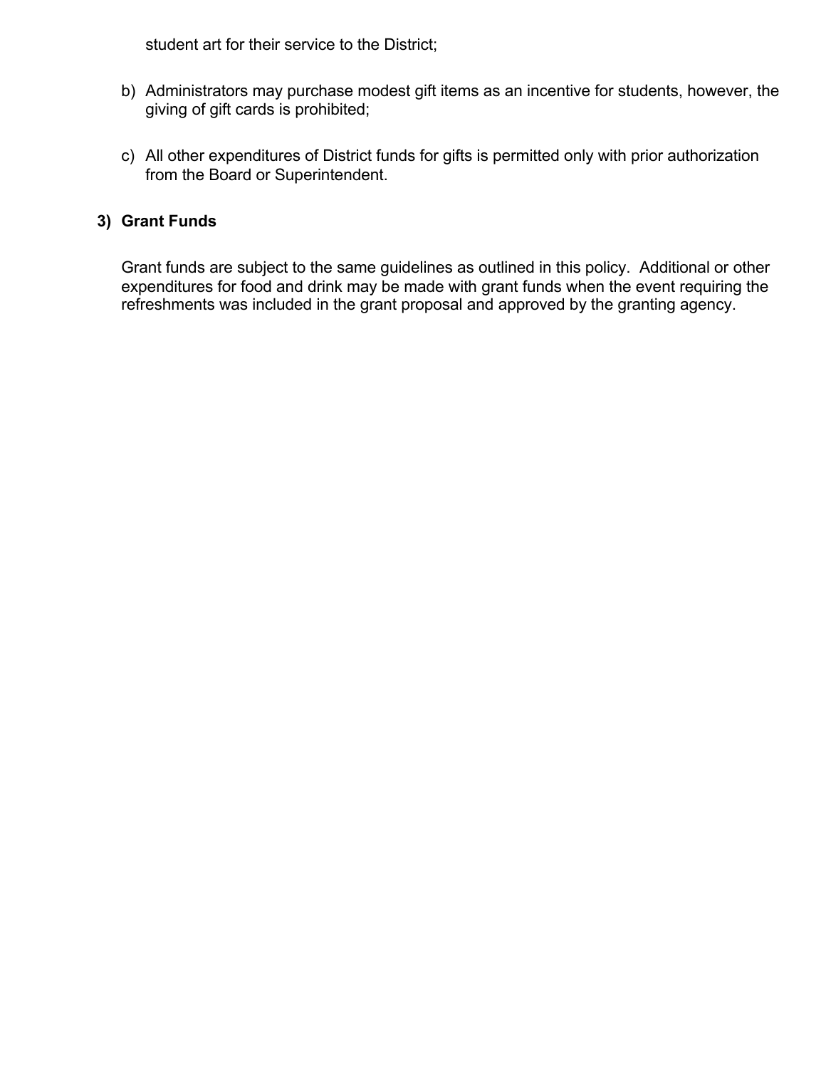student art for their service to the District;

b) Administrators may purchase modest gift items as an incentive for students, however, the giving of gift cards is prohibited;

c) All other expenditures of District funds for gifts is permitted only with prior authorization from the Board or Superintendent.

**3) Grant Funds**

Grant funds are subject to the same guidelines as outlined in this policy. Additional or other expenditures for food and drink may be made with grant funds when the event requiring the refreshments was included in the grant proposal and approved by the granting agency.